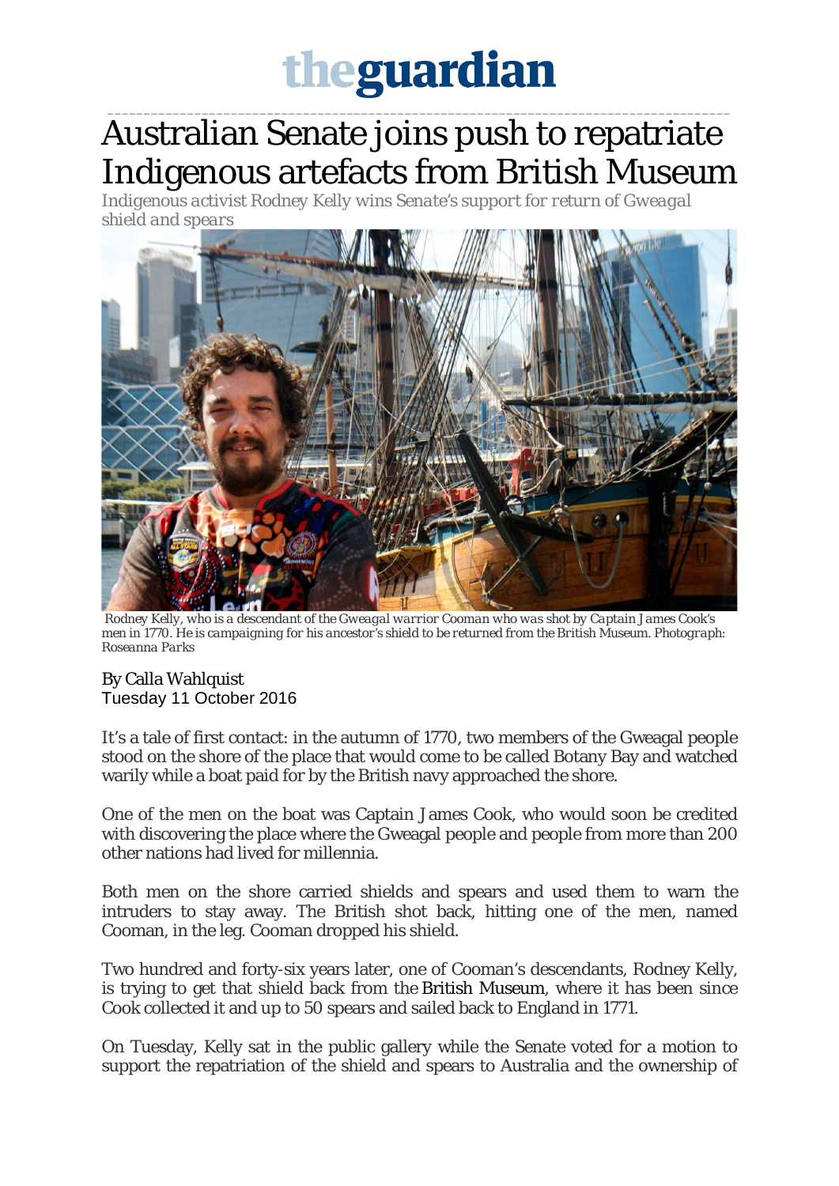# Australian Senate joins push to repatriate Indigenous artefacts from British Museum

*Indigenous activist Rodney Kelly wins Senate's support for return of Gweagal shield and spears*

*Rodney Kelly, who is a descendant of the Gweagal warrior Cooman who was shot by Captain James Cook's men in 1770. He is campaigning for his ancestor's shield to be returned from the British Museum. Photograph: Roseanna Parks*

By Calla Wahlquist
Tuesday 11 October 2016

It's a tale of first contact: in the autumn of 1770, two members of the Gweagal people stood on the shore of the place that would come to be called Botany Bay and watched warily while a boat paid for by the British navy approached the shore.

One of the men on the boat was Captain James Cook, who would soon be credited with discovering the place where the Gweagal people and people from more than 200 other nations had lived for millennia.

Both men on the shore carried shields and spears and used them to warn the intruders to stay away. The British shot back, hitting one of the men, named Cooman, in the leg. Cooman dropped his shield.

Two hundred and forty-six years later, one of Cooman's descendants, Rodney Kelly, is trying to get that shield back from the British Museum, where it has been since Cook collected it and up to 50 spears and sailed back to England in 1771.

On Tuesday, Kelly sat in the public gallery while the Senate voted for a motion to support the repatriation of the shield and spears to Australia and the ownership of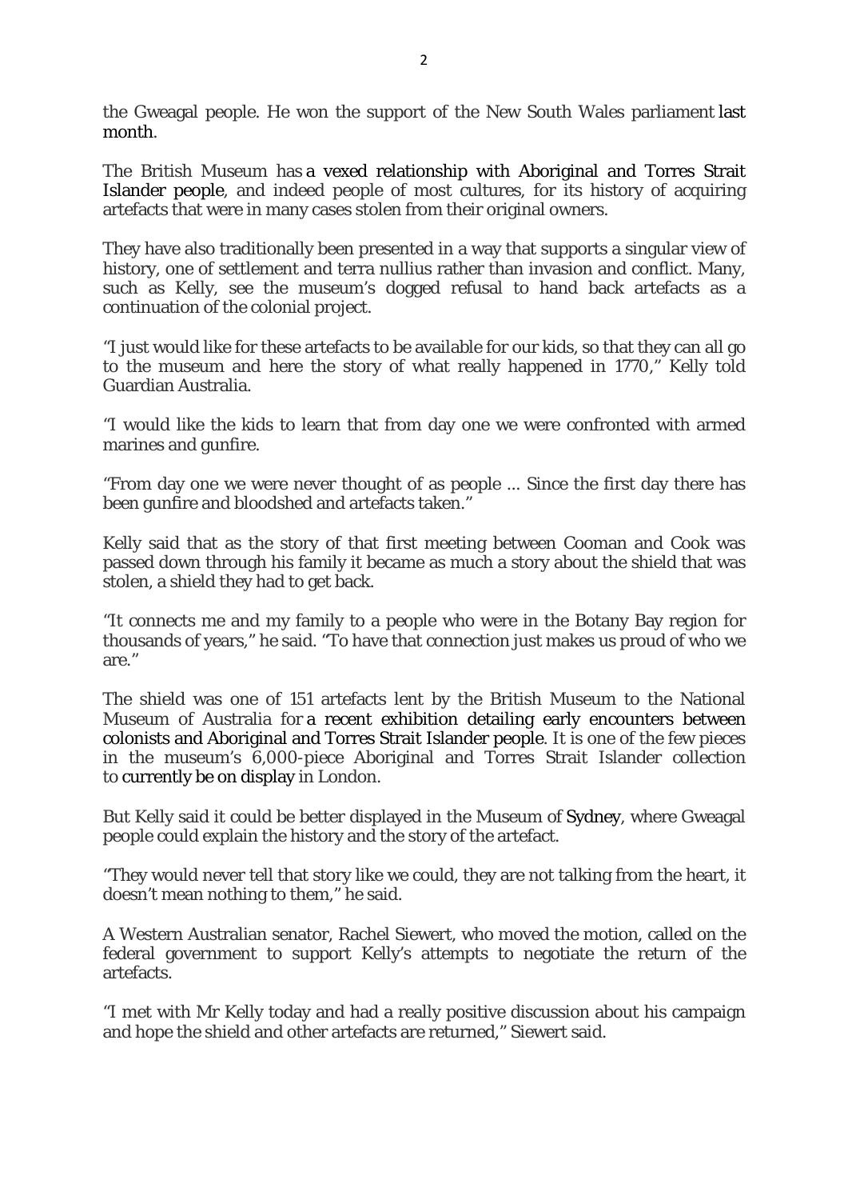the Gweagal people. He won the support of the New South Wales parliament last month.

The British Museum has a vexed relationship with Aboriginal and Torres Strait Islander people, and indeed people of most cultures, for its history of acquiring artefacts that were in many cases stolen from their original owners.

They have also traditionally been presented in a way that supports a singular view of history, one of settlement and terra nullius rather than invasion and conflict. Many, such as Kelly, see the museum's dogged refusal to hand back artefacts as a continuation of the colonial project.

"I just would like for these artefacts to be available for our kids, so that they can all go to the museum and here the story of what really happened in 1770," Kelly told Guardian Australia.

"I would like the kids to learn that from day one we were confronted with armed marines and gunfire.

"From day one we were never thought of as people ... Since the first day there has been gunfire and bloodshed and artefacts taken."

Kelly said that as the story of that first meeting between Cooman and Cook was passed down through his family it became as much a story about the shield that was stolen, a shield they had to get back.

"It connects me and my family to a people who were in the Botany Bay region for thousands of years," he said. "To have that connection just makes us proud of who we are."

The shield was one of 151 artefacts lent by the British Museum to the National Museum of Australia for a recent exhibition detailing early encounters between colonists and Aboriginal and Torres Strait Islander people. It is one of the few pieces in the museum's 6,000-piece Aboriginal and Torres Strait Islander collection to currently be on display in London.

But Kelly said it could be better displayed in the Museum of Sydney, where Gweagal people could explain the history and the story of the artefact.

"They would never tell that story like we could, they are not talking from the heart, it doesn't mean nothing to them," he said.

A Western Australian senator, Rachel Siewert, who moved the motion, called on the federal government to support Kelly's attempts to negotiate the return of the artefacts.

"I met with Mr Kelly today and had a really positive discussion about his campaign and hope the shield and other artefacts are returned," Siewert said.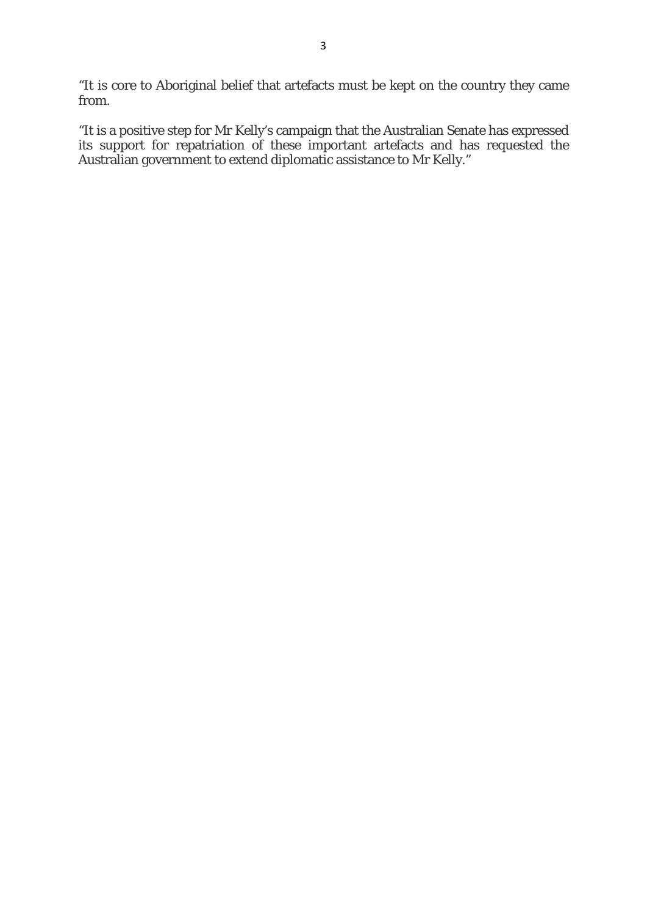"It is core to Aboriginal belief that artefacts must be kept on the country they came from.

"It is a positive step for Mr Kelly's campaign that the Australian Senate has expressed its support for repatriation of these important artefacts and has requested the Australian government to extend diplomatic assistance to Mr Kelly."